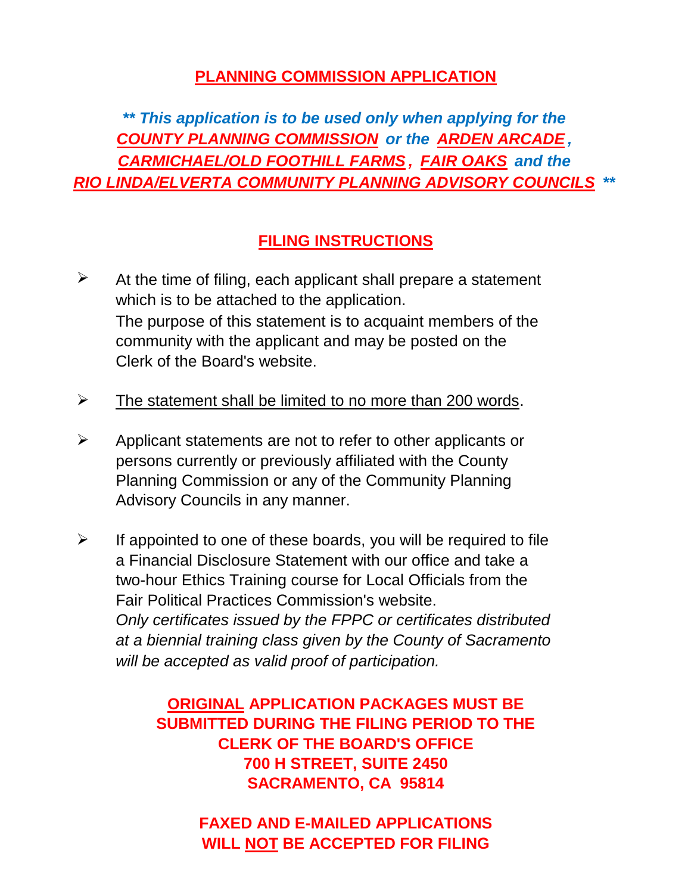# PLANNING COMMISSION APPLICATION

***\*\* This application is to be used only when applying for the COUNTY PLANNING COMMISSION or the ARDEN ARCADE, CARMICHAEL/OLD FOOTHILL FARMS, FAIR OAKS and the RIO LINDA/ELVERTA COMMUNITY PLANNING ADVISORY COUNCILS \*\****

## FILING INSTRUCTIONS

- At the time of filing, each applicant shall prepare a statement which is to be attached to the application.
  The purpose of this statement is to acquaint members of the community with the applicant and may be posted on the Clerk of the Board's website.

- The statement shall be limited to no more than 200 words.

- Applicant statements are not to refer to other applicants or persons currently or previously affiliated with the County Planning Commission or any of the Community Planning Advisory Councils in any manner.

- If appointed to one of these boards, you will be required to file a Financial Disclosure Statement with our office and take a two-hour Ethics Training course for Local Officials from the Fair Political Practices Commission's website.
  *Only certificates issued by the FPPC or certificates distributed at a biennial training class given by the County of Sacramento will be accepted as valid proof of participation.*

**ORIGINAL APPLICATION PACKAGES MUST BE SUBMITTED DURING THE FILING PERIOD TO THE CLERK OF THE BOARD'S OFFICE**
**700 H STREET, SUITE 2450**
**SACRAMENTO, CA 95814**

**FAXED AND E-MAILED APPLICATIONS WILL NOT BE ACCEPTED FOR FILING**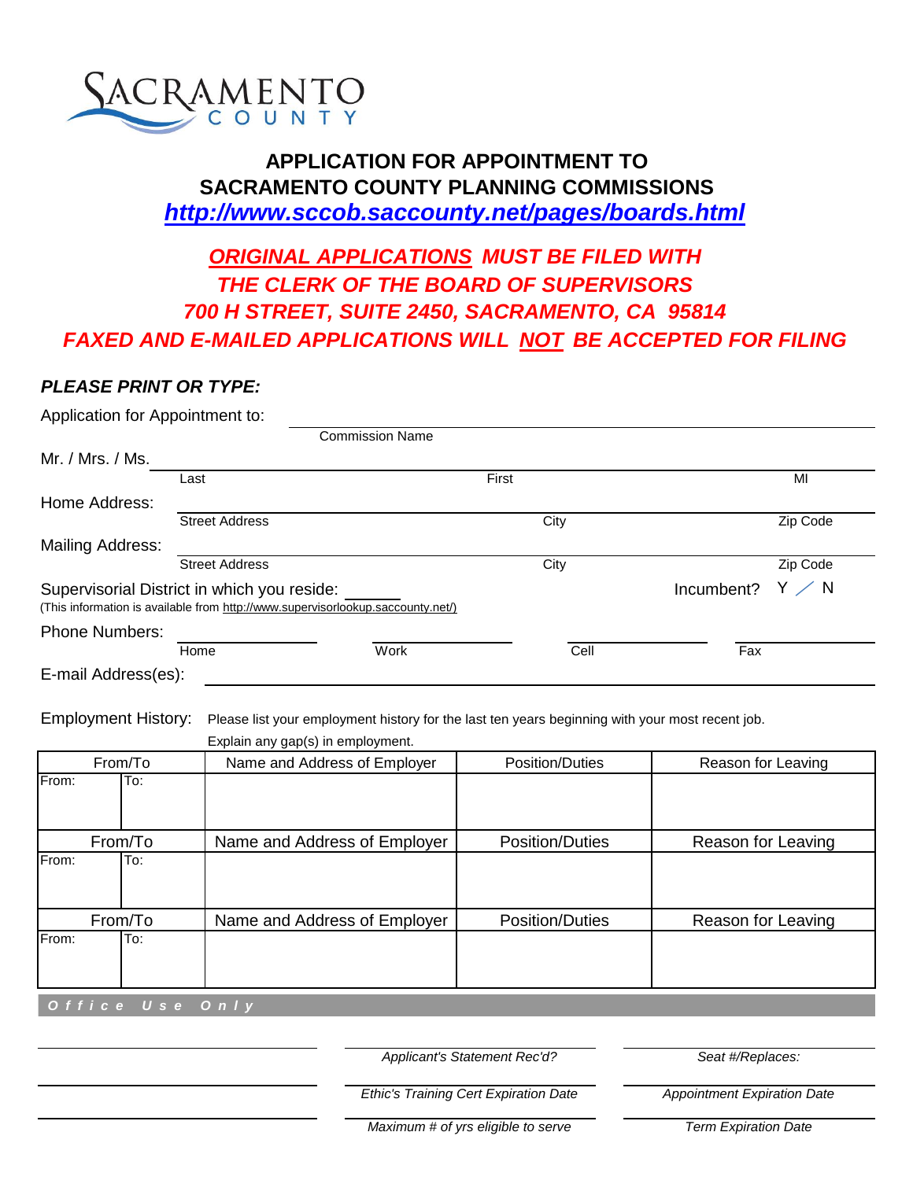SACRAMENTO COUNTY

# APPLICATION FOR APPOINTMENT TO SACRAMENTO COUNTY PLANNING COMMISSIONS

**http://www.sccob.saccounty.net/pages/boards.html**

***ORIGINAL APPLICATIONS MUST BE FILED WITH THE CLERK OF THE BOARD OF SUPERVISORS 700 H STREET, SUITE 2450, SACRAMENTO, CA 95814 FAXED AND E-MAILED APPLICATIONS WILL NOT BE ACCEPTED FOR FILING***

***PLEASE PRINT OR TYPE:***

Application for Appointment to: ______________________________
Commission Name

Mr. / Mrs. / Ms. ______________________________
Last First MI

Home Address: ______________________________
Street Address City Zip Code

Mailing Address: ______________________________
Street Address City Zip Code

Supervisorial District in which you reside: ______ Incumbent? Y / N
(This information is available from http://www.supervisorlookup.saccounty.net/)

Phone Numbers: ________ ________ ________ ________
Home Work Cell Fax

E-mail Address(es): ______________________________

Employment History: Please list your employment history for the last ten years beginning with your most recent job. Explain any gap(s) in employment.

| From/To | | Name and Address of Employer | Position/Duties | Reason for Leaving |
|---|---|---|---|---|
| From: | To: | | | |

| From/To | | Name and Address of Employer | Position/Duties | Reason for Leaving |
|---|---|---|---|---|
| From: | To: | | | |

| From/To | | Name and Address of Employer | Position/Duties | Reason for Leaving |
|---|---|---|---|---|
| From: | To: | | | |

**Office Use Only**

| | | |
|---|---|---|
| ________ | *Applicant's Statement Rec'd?* | *Seat #/Replaces:* |
| ________ | *Ethic's Training Cert Expiration Date* | *Appointment Expiration Date* |
| ________ | *Maximum # of yrs eligible to serve* | *Term Expiration Date* |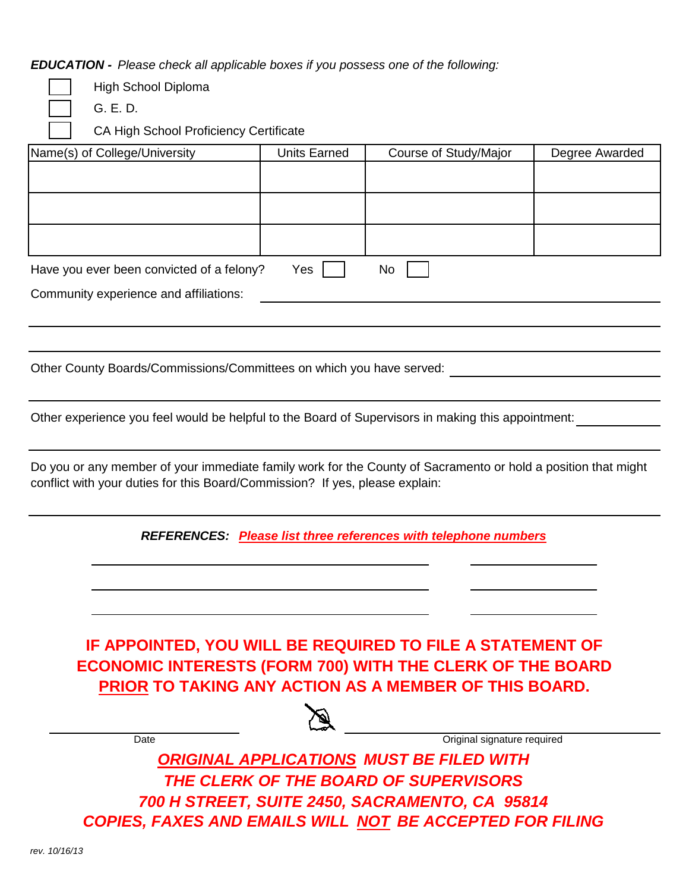***EDUCATION -*** *Please check all applicable boxes if you possess one of the following:*

- ☐ High School Diploma
- ☐ G. E. D.
- ☐ CA High School Proficiency Certificate

| Name(s) of College/University | Units Earned | Course of Study/Major | Degree Awarded |
|---|---|---|---|
| | | | |
| | | | |
| | | | |

Have you ever been convicted of a felony? Yes ☐ No ☐

Community experience and affiliations: ______________________________

______________________________

______________________________

Other County Boards/Commissions/Committees on which you have served: ______________________________

______________________________

Other experience you feel would be helpful to the Board of Supervisors in making this appointment: ______________________________

______________________________

Do you or any member of your immediate family work for the County of Sacramento or hold a position that might conflict with your duties for this Board/Commission? If yes, please explain:

______________________________

***REFERENCES:*** ***Please list three references with telephone numbers***

______________________________ ____________

______________________________ ____________

______________________________ ____________

**IF APPOINTED, YOU WILL BE REQUIRED TO FILE A STATEMENT OF ECONOMIC INTERESTS (FORM 700) WITH THE CLERK OF THE BOARD PRIOR TO TAKING ANY ACTION AS A MEMBER OF THIS BOARD.**

______________________________ ______________________________

Date Original signature required

***ORIGINAL APPLICATIONS MUST BE FILED WITH***
***THE CLERK OF THE BOARD OF SUPERVISORS***
***700 H STREET, SUITE 2450, SACRAMENTO, CA 95814***
***COPIES, FAXES AND EMAILS WILL NOT BE ACCEPTED FOR FILING***

*rev. 10/16/13*